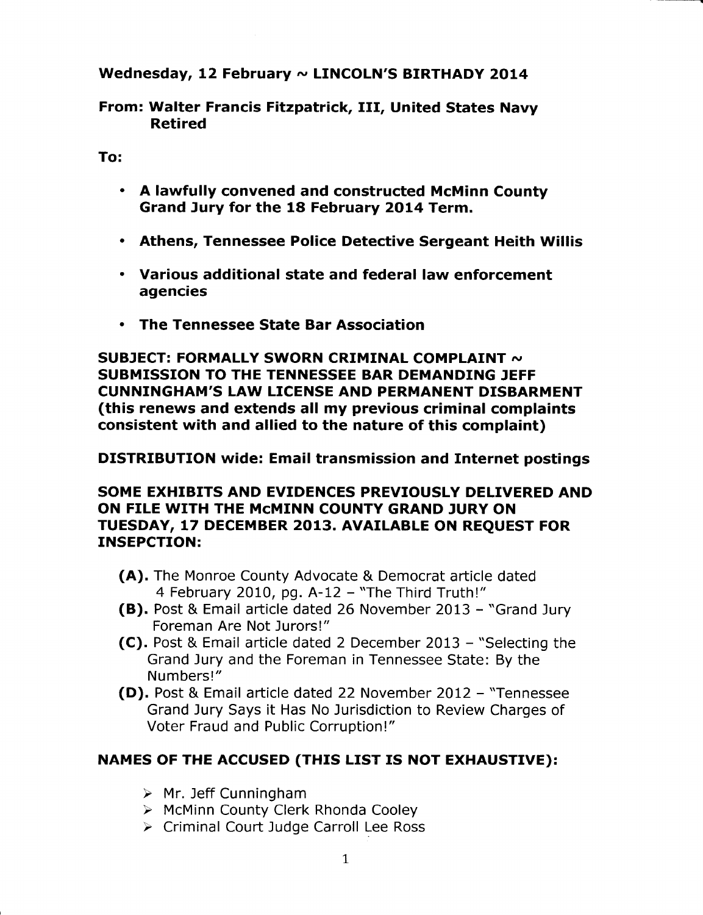**Wednesday, 12 February ~ LINCOLN'S BIRTHADY 2014**

**From: Walter Francis Fitzpatrick, III, United States Navy Retired**

**To:**

- **A lawfully convened and constructed McMinn County Grand Jury for the 18 February 2014 Term.**
- **Athens, Tennessee Police Detective Sergeant Heith Willis**
- **Various additional state and federal law enforcement agencies**
- **The Tennessee State Bar Association**

**SUBJECT: FORMALLY SWORN CRIMINAL COMPLAINT ~ SUBMISSION TO THE TENNESSEE BAR DEMANDING JEFF CUNNINGHAM'S LAW LICENSE AND PERMANENT DISBARMENT (this renews and extends all my previous criminal complaints consistent with and allied to the nature of this complaint)**

**DISTRIBUTION wide: Email transmission and Internet postings**

**SOME EXHIBITS AND EVIDENCES PREVIOUSLY DELIVERED AND ON FILE WITH THE McMINN COUNTY GRAND JURY ON TUESDAY, 17 DECEMBER 2013. AVAILABLE ON REQUEST FOR INSEPCTION:**

- **(A).** The Monroe County Advocate & Democrat article dated 4 February 2010, pg. A-12 – "The Third Truth!"
- **(B).** Post & Email article dated 26 November 2013 – "Grand Jury Foreman Are Not Jurors!"
- **(C).** Post & Email article dated 2 December 2013 – "Selecting the Grand Jury and the Foreman in Tennessee State: By the Numbers!"
- **(D).** Post & Email article dated 22 November 2012 – "Tennessee Grand Jury Says it Has No Jurisdiction to Review Charges of Voter Fraud and Public Corruption!"

**NAMES OF THE ACCUSED (THIS LIST IS NOT EXHAUSTIVE):**

- Mr. Jeff Cunningham
- McMinn County Clerk Rhonda Cooley
- Criminal Court Judge Carroll Lee Ross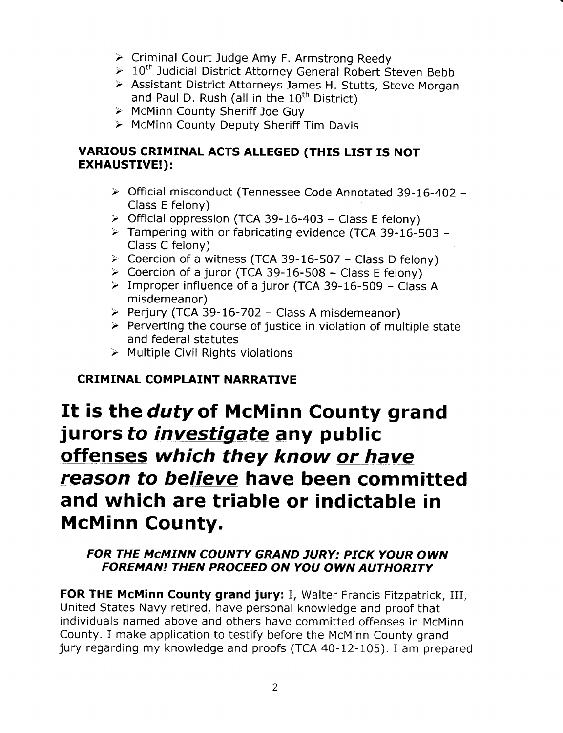- Criminal Court Judge Amy F. Armstrong Reedy
- 10th Judicial District Attorney General Robert Steven Bebb
- Assistant District Attorneys James H. Stutts, Steve Morgan and Paul D. Rush (all in the 10th District)
- McMinn County Sheriff Joe Guy
- McMinn County Deputy Sheriff Tim Davis

**VARIOUS CRIMINAL ACTS ALLEGED (THIS LIST IS NOT EXHAUSTIVE!):**

- Official misconduct (Tennessee Code Annotated 39-16-402 – Class E felony)
- Official oppression (TCA 39-16-403 – Class E felony)
- Tampering with or fabricating evidence (TCA 39-16-503 – Class C felony)
- Coercion of a witness (TCA 39-16-507 – Class D felony)
- Coercion of a juror (TCA 39-16-508 – Class E felony)
- Improper influence of a juror (TCA 39-16-509 – Class A misdemeanor)
- Perjury (TCA 39-16-702 – Class A misdemeanor)
- Perverting the course of justice in violation of multiple state and federal statutes
- Multiple Civil Rights violations

**CRIMINAL COMPLAINT NARRATIVE**

# It is the ***duty*** of McMinn County grand jurors ***to investigate*** any public offenses ***which they know or have reason to believe*** have been committed and which are triable or indictable in McMinn County.

***FOR THE McMINN COUNTY GRAND JURY: PICK YOUR OWN FOREMAN! THEN PROCEED ON YOU OWN AUTHORITY***

**FOR THE McMinn County grand jury:** I, Walter Francis Fitzpatrick, III, United States Navy retired, have personal knowledge and proof that individuals named above and others have committed offenses in McMinn County. I make application to testify before the McMinn County grand jury regarding my knowledge and proofs (TCA 40-12-105). I am prepared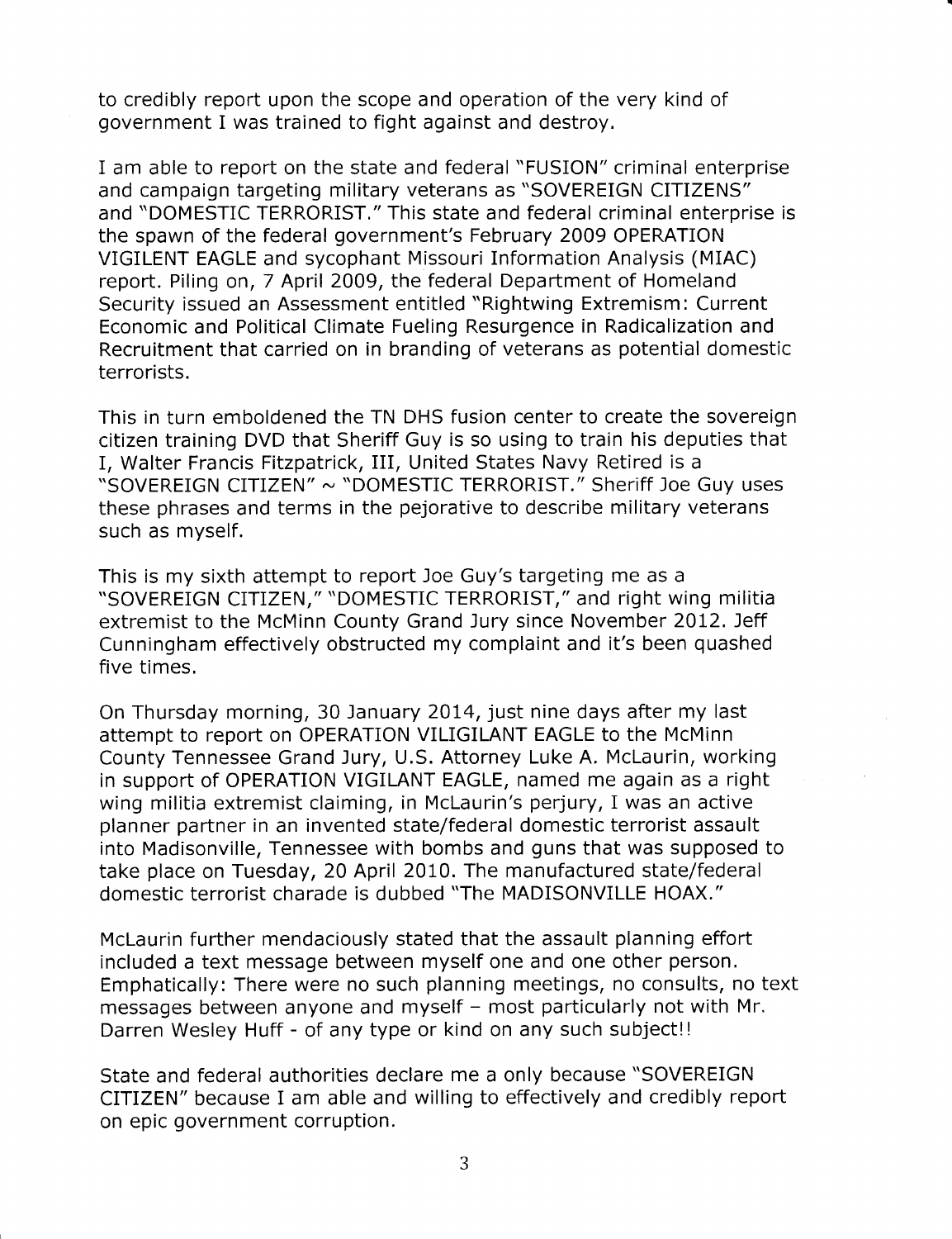to credibly report upon the scope and operation of the very kind of government I was trained to fight against and destroy.

I am able to report on the state and federal "FUSION" criminal enterprise and campaign targeting military veterans as "SOVEREIGN CITIZENS" and "DOMESTIC TERRORIST." This state and federal criminal enterprise is the spawn of the federal government's February 2009 OPERATION VIGILENT EAGLE and sycophant Missouri Information Analysis (MIAC) report. Piling on, 7 April 2009, the federal Department of Homeland Security issued an Assessment entitled "Rightwing Extremism: Current Economic and Political Climate Fueling Resurgence in Radicalization and Recruitment that carried on in branding of veterans as potential domestic terrorists.

This in turn emboldened the TN DHS fusion center to create the sovereign citizen training DVD that Sheriff Guy is so using to train his deputies that I, Walter Francis Fitzpatrick, III, United States Navy Retired is a "SOVEREIGN CITIZEN" ~ "DOMESTIC TERRORIST." Sheriff Joe Guy uses these phrases and terms in the pejorative to describe military veterans such as myself.

This is my sixth attempt to report Joe Guy's targeting me as a "SOVEREIGN CITIZEN," "DOMESTIC TERRORIST," and right wing militia extremist to the McMinn County Grand Jury since November 2012. Jeff Cunningham effectively obstructed my complaint and it's been quashed five times.

On Thursday morning, 30 January 2014, just nine days after my last attempt to report on OPERATION VILIGILANT EAGLE to the McMinn County Tennessee Grand Jury, U.S. Attorney Luke A. McLaurin, working in support of OPERATION VIGILANT EAGLE, named me again as a right wing militia extremist claiming, in McLaurin's perjury, I was an active planner partner in an invented state/federal domestic terrorist assault into Madisonville, Tennessee with bombs and guns that was supposed to take place on Tuesday, 20 April 2010. The manufactured state/federal domestic terrorist charade is dubbed "The MADISONVILLE HOAX."

McLaurin further mendaciously stated that the assault planning effort included a text message between myself one and one other person. Emphatically: There were no such planning meetings, no consults, no text messages between anyone and myself – most particularly not with Mr. Darren Wesley Huff - of any type or kind on any such subject!!

State and federal authorities declare me a only because "SOVEREIGN CITIZEN" because I am able and willing to effectively and credibly report on epic government corruption.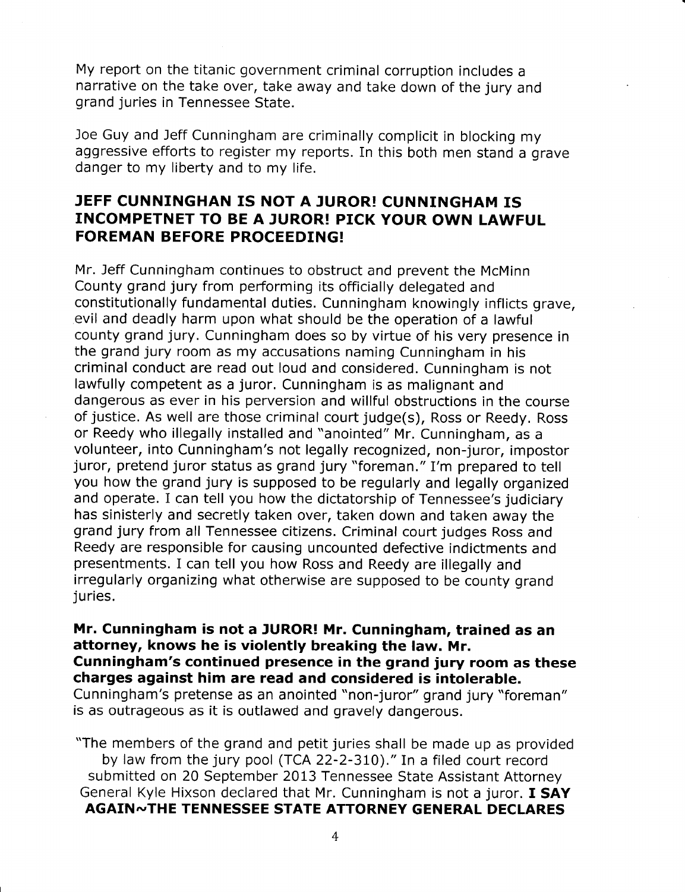My report on the titanic government criminal corruption includes a narrative on the take over, take away and take down of the jury and grand juries in Tennessee State.

Joe Guy and Jeff Cunningham are criminally complicit in blocking my aggressive efforts to register my reports. In this both men stand a grave danger to my liberty and to my life.

## JEFF CUNNINGHAN IS NOT A JUROR! CUNNINGHAM IS INCOMPETNET TO BE A JUROR! PICK YOUR OWN LAWFUL FOREMAN BEFORE PROCEEDING!

Mr. Jeff Cunningham continues to obstruct and prevent the McMinn County grand jury from performing its officially delegated and constitutionally fundamental duties. Cunningham knowingly inflicts grave, evil and deadly harm upon what should be the operation of a lawful county grand jury. Cunningham does so by virtue of his very presence in the grand jury room as my accusations naming Cunningham in his criminal conduct are read out loud and considered. Cunningham is not lawfully competent as a juror. Cunningham is as malignant and dangerous as ever in his perversion and willful obstructions in the course of justice. As well are those criminal court judge(s), Ross or Reedy. Ross or Reedy who illegally installed and "anointed" Mr. Cunningham, as a volunteer, into Cunningham's not legally recognized, non-juror, impostor juror, pretend juror status as grand jury "foreman." I'm prepared to tell you how the grand jury is supposed to be regularly and legally organized and operate. I can tell you how the dictatorship of Tennessee's judiciary has sinisterly and secretly taken over, taken down and taken away the grand jury from all Tennessee citizens. Criminal court judges Ross and Reedy are responsible for causing uncounted defective indictments and presentments. I can tell you how Ross and Reedy are illegally and irregularly organizing what otherwise are supposed to be county grand juries.

**Mr. Cunningham is not a JUROR! Mr. Cunningham, trained as an attorney, knows he is violently breaking the law. Mr. Cunningham's continued presence in the grand jury room as these charges against him are read and considered is intolerable.** Cunningham's pretense as an anointed "non-juror" grand jury "foreman" is as outrageous as it is outlawed and gravely dangerous.

"The members of the grand and petit juries shall be made up as provided by law from the jury pool (TCA 22-2-310)." In a filed court record submitted on 20 September 2013 Tennessee State Assistant Attorney General Kyle Hixson declared that Mr. Cunningham is not a juror. **I SAY AGAIN~THE TENNESSEE STATE ATTORNEY GENERAL DECLARES**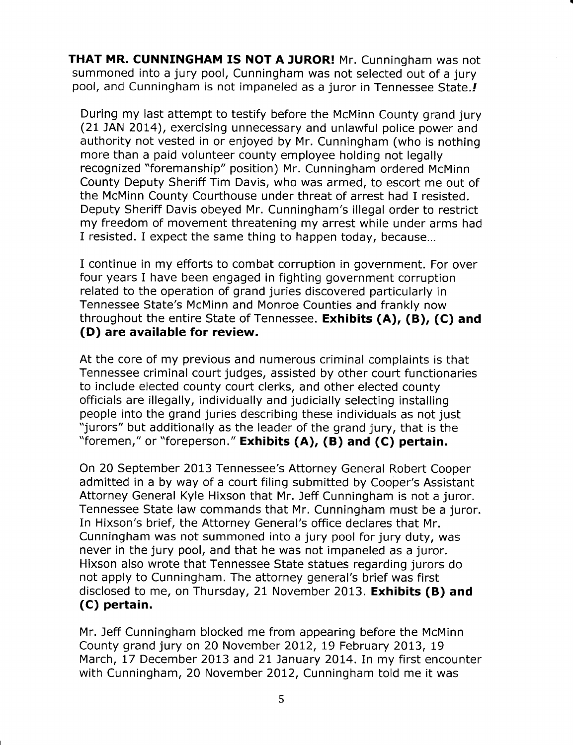**THAT MR. CUNNINGHAM IS NOT A JUROR!** Mr. Cunningham was not summoned into a jury pool, Cunningham was not selected out of a jury pool, and Cunningham is not impaneled as a juror in Tennessee State.*!*

During my last attempt to testify before the McMinn County grand jury (21 JAN 2014), exercising unnecessary and unlawful police power and authority not vested in or enjoyed by Mr. Cunningham (who is nothing more than a paid volunteer county employee holding not legally recognized "foremanship" position) Mr. Cunningham ordered McMinn County Deputy Sheriff Tim Davis, who was armed, to escort me out of the McMinn County Courthouse under threat of arrest had I resisted. Deputy Sheriff Davis obeyed Mr. Cunningham's illegal order to restrict my freedom of movement threatening my arrest while under arms had I resisted. I expect the same thing to happen today, because...

I continue in my efforts to combat corruption in government. For over four years I have been engaged in fighting government corruption related to the operation of grand juries discovered particularly in Tennessee State's McMinn and Monroe Counties and frankly now throughout the entire State of Tennessee. **Exhibits (A), (B), (C) and (D) are available for review.**

At the core of my previous and numerous criminal complaints is that Tennessee criminal court judges, assisted by other court functionaries to include elected county court clerks, and other elected county officials are illegally, individually and judicially selecting installing people into the grand juries describing these individuals as not just "jurors" but additionally as the leader of the grand jury, that is the "foremen," or "foreperson." **Exhibits (A), (B) and (C) pertain.**

On 20 September 2013 Tennessee's Attorney General Robert Cooper admitted in a by way of a court filing submitted by Cooper's Assistant Attorney General Kyle Hixson that Mr. Jeff Cunningham is not a juror. Tennessee State law commands that Mr. Cunningham must be a juror. In Hixson's brief, the Attorney General's office declares that Mr. Cunningham was not summoned into a jury pool for jury duty, was never in the jury pool, and that he was not impaneled as a juror. Hixson also wrote that Tennessee State statues regarding jurors do not apply to Cunningham. The attorney general's brief was first disclosed to me, on Thursday, 21 November 2013. **Exhibits (B) and (C) pertain.**

Mr. Jeff Cunningham blocked me from appearing before the McMinn County grand jury on 20 November 2012, 19 February 2013, 19 March, 17 December 2013 and 21 January 2014. In my first encounter with Cunningham, 20 November 2012, Cunningham told me it was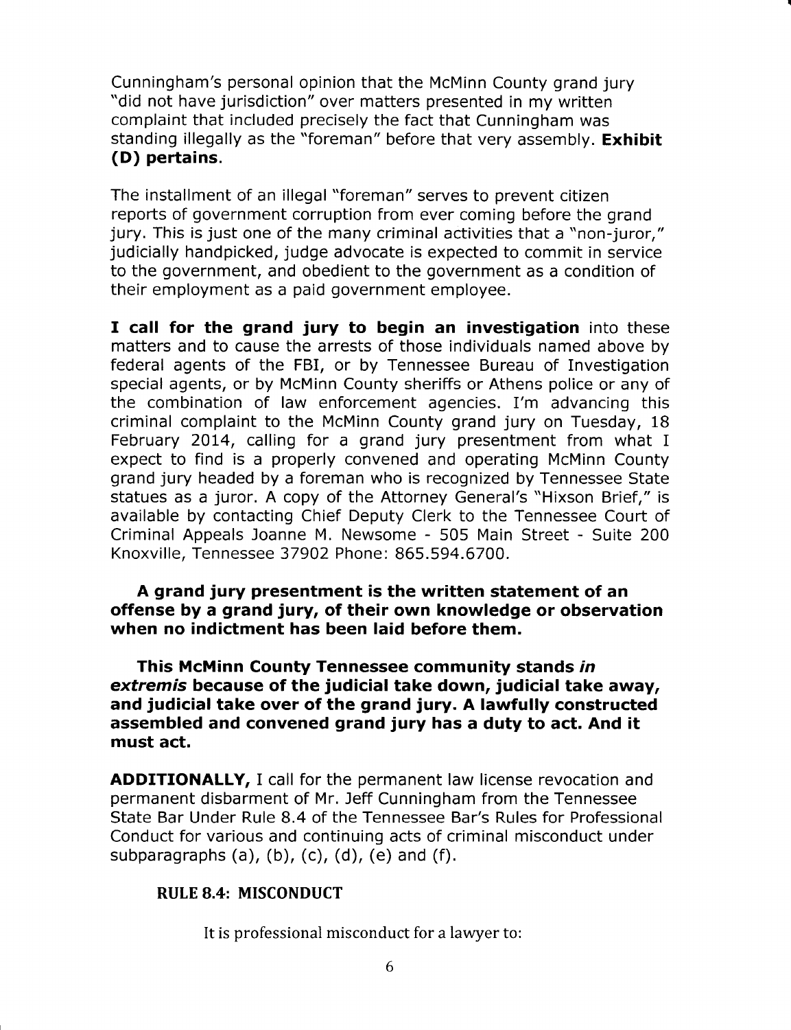Cunningham's personal opinion that the McMinn County grand jury "did not have jurisdiction" over matters presented in my written complaint that included precisely the fact that Cunningham was standing illegally as the "foreman" before that very assembly. **Exhibit (D) pertains.**

The installment of an illegal "foreman" serves to prevent citizen reports of government corruption from ever coming before the grand jury. This is just one of the many criminal activities that a "non-juror," judicially handpicked, judge advocate is expected to commit in service to the government, and obedient to the government as a condition of their employment as a paid government employee.

**I call for the grand jury to begin an investigation** into these matters and to cause the arrests of those individuals named above by federal agents of the FBI, or by Tennessee Bureau of Investigation special agents, or by McMinn County sheriffs or Athens police or any of the combination of law enforcement agencies. I'm advancing this criminal complaint to the McMinn County grand jury on Tuesday, 18 February 2014, calling for a grand jury presentment from what I expect to find is a properly convened and operating McMinn County grand jury headed by a foreman who is recognized by Tennessee State statues as a juror. A copy of the Attorney General's "Hixson Brief," is available by contacting Chief Deputy Clerk to the Tennessee Court of Criminal Appeals Joanne M. Newsome - 505 Main Street - Suite 200 Knoxville, Tennessee 37902 Phone: 865.594.6700.

**A grand jury presentment is the written statement of an offense by a grand jury, of their own knowledge or observation when no indictment has been laid before them.**

**This McMinn County Tennessee community stands *in extremis* because of the judicial take down, judicial take away, and judicial take over of the grand jury. A lawfully constructed assembled and convened grand jury has a duty to act. And it must act.**

**ADDITIONALLY,** I call for the permanent law license revocation and permanent disbarment of Mr. Jeff Cunningham from the Tennessee State Bar Under Rule 8.4 of the Tennessee Bar's Rules for Professional Conduct for various and continuing acts of criminal misconduct under subparagraphs (a), (b), (c), (d), (e) and (f).

**RULE 8.4: MISCONDUCT**

It is professional misconduct for a lawyer to: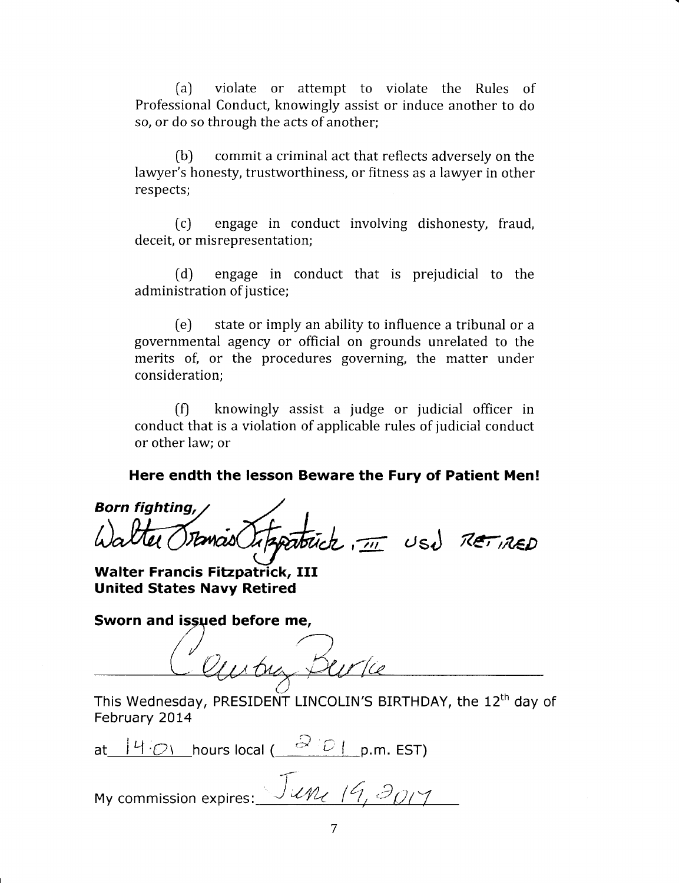(a) violate or attempt to violate the Rules of Professional Conduct, knowingly assist or induce another to do so, or do so through the acts of another;

(b) commit a criminal act that reflects adversely on the lawyer's honesty, trustworthiness, or fitness as a lawyer in other respects;

(c) engage in conduct involving dishonesty, fraud, deceit, or misrepresentation;

(d) engage in conduct that is prejudicial to the administration of justice;

(e) state or imply an ability to influence a tribunal or a governmental agency or official on grounds unrelated to the merits of, or the procedures governing, the matter under consideration;

(f) knowingly assist a judge or judicial officer in conduct that is a violation of applicable rules of judicial conduct or other law; or

**Here endth the lesson Beware the Fury of Patient Men!**

***Born fighting,***

Walter Francis Fitzpatrick, III USN RETIRED

**Walter Francis Fitzpatrick, III**
**United States Navy Retired**

**Sworn and issued before me,**

Courtney Burke

This Wednesday, PRESIDENT LINCOLIN'S BIRTHDAY, the 12th day of February 2014

at 14:01 hours local ( 2:01 p.m. EST)

My commission expires: June 19, 2017